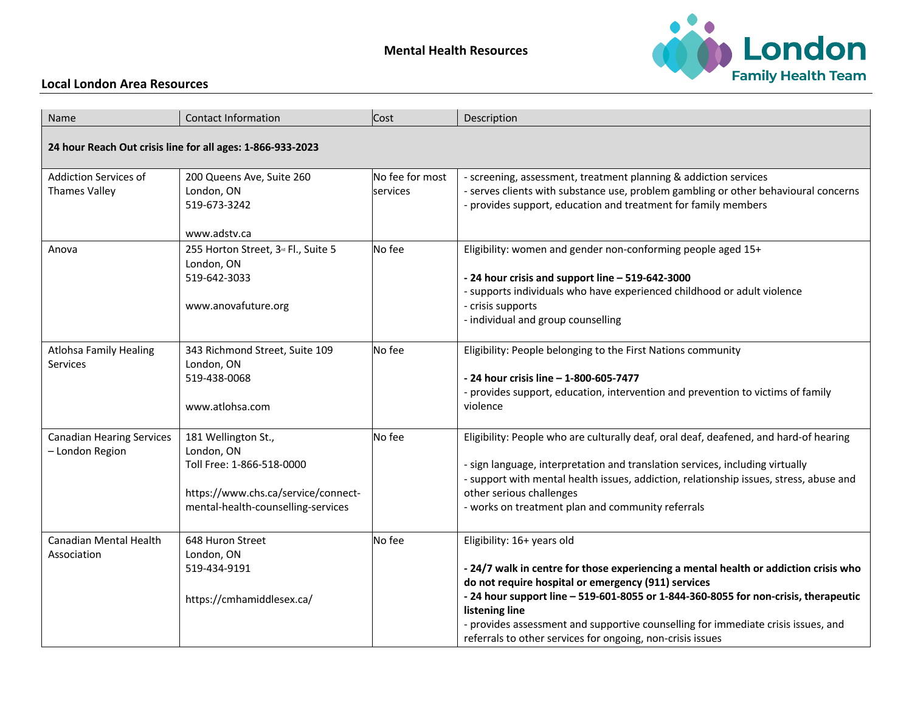# Mental Health Resources

London Family Health Team

## Local London Area Resources

| Name | Contact Information | Cost | Description |
|---|---|---|---|
| **24 hour Reach Out crisis line for all ages: 1-866-933-2023** | | | |
| Addiction Services of Thames Valley | 200 Queens Ave, Suite 260<br>London, ON<br>519-673-3242<br><br>www.adstv.ca | No fee for most services | - screening, assessment, treatment planning & addiction services<br>- serves clients with substance use, problem gambling or other behavioural concerns<br>- provides support, education and treatment for family members |
| Anova | 255 Horton Street, 3rd Fl., Suite 5<br>London, ON<br>519-642-3033<br><br>www.anovafuture.org | No fee | Eligibility: women and gender non-conforming people aged 15+<br><br>**- 24 hour crisis and support line – 519-642-3000**<br>- supports individuals who have experienced childhood or adult violence<br>- crisis supports<br>- individual and group counselling |
| Atlohsa Family Healing Services | 343 Richmond Street, Suite 109<br>London, ON<br>519-438-0068<br><br>www.atlohsa.com | No fee | Eligibility: People belonging to the First Nations community<br><br>**- 24 hour crisis line – 1-800-605-7477**<br>- provides support, education, intervention and prevention to victims of family violence |
| Canadian Hearing Services – London Region | 181 Wellington St.,<br>London, ON<br>Toll Free: 1-866-518-0000<br><br>https://www.chs.ca/service/connect-mental-health-counselling-services | No fee | Eligibility: People who are culturally deaf, oral deaf, deafened, and hard-of hearing<br><br>- sign language, interpretation and translation services, including virtually<br>- support with mental health issues, addiction, relationship issues, stress, abuse and other serious challenges<br>- works on treatment plan and community referrals |
| Canadian Mental Health Association | 648 Huron Street<br>London, ON<br>519-434-9191<br><br>https://cmhamiddlesex.ca/ | No fee | Eligibility: 16+ years old<br><br>**- 24/7 walk in centre for those experiencing a mental health or addiction crisis who do not require hospital or emergency (911) services**<br>**- 24 hour support line – 519-601-8055 or 1-844-360-8055 for non-crisis, therapeutic listening line**<br>- provides assessment and supportive counselling for immediate crisis issues, and referrals to other services for ongoing, non-crisis issues |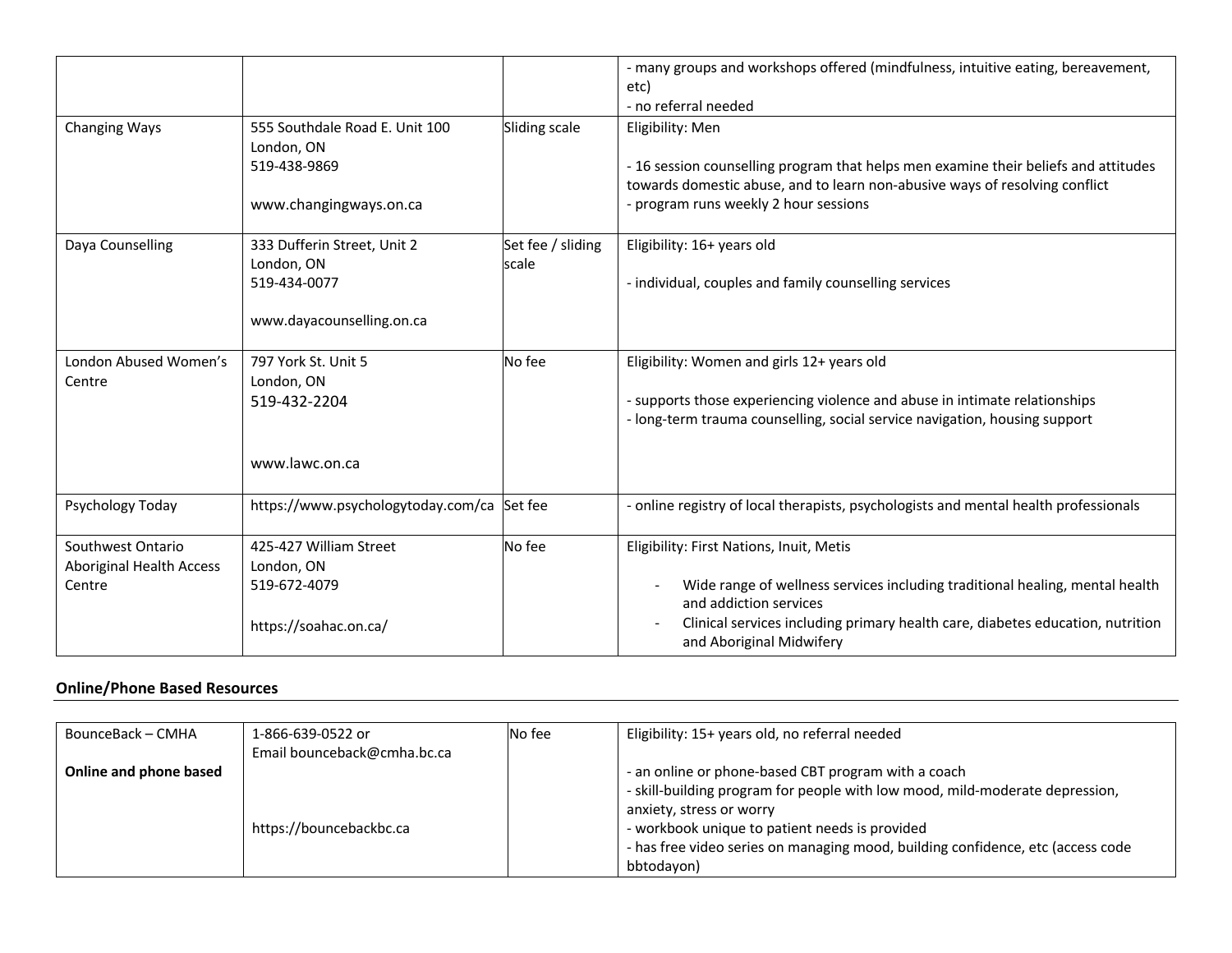| | | | |
|---|---|---|---|
| | | | - many groups and workshops offered (mindfulness, intuitive eating, bereavement, etc)<br>- no referral needed |
| Changing Ways | 555 Southdale Road E. Unit 100<br>London, ON<br>519-438-9869<br><br>www.changingways.on.ca | Sliding scale | Eligibility: Men<br><br>- 16 session counselling program that helps men examine their beliefs and attitudes towards domestic abuse, and to learn non-abusive ways of resolving conflict<br>- program runs weekly 2 hour sessions |
| Daya Counselling | 333 Dufferin Street, Unit 2<br>London, ON<br>519-434-0077<br><br>www.dayacounselling.on.ca | Set fee / sliding scale | Eligibility: 16+ years old<br><br>- individual, couples and family counselling services |
| London Abused Women's Centre | 797 York St. Unit 5<br>London, ON<br>519-432-2204<br><br>www.lawc.on.ca | No fee | Eligibility: Women and girls 12+ years old<br><br>- supports those experiencing violence and abuse in intimate relationships<br>- long-term trauma counselling, social service navigation, housing support |
| Psychology Today | https://www.psychologytoday.com/ca | Set fee | - online registry of local therapists, psychologists and mental health professionals |
| Southwest Ontario Aboriginal Health Access Centre | 425-427 William Street<br>London, ON<br>519-672-4079<br><br>https://soahac.on.ca/ | No fee | Eligibility: First Nations, Inuit, Metis<br><br>- Wide range of wellness services including traditional healing, mental health and addiction services<br>- Clinical services including primary health care, diabetes education, nutrition and Aboriginal Midwifery |

## Online/Phone Based Resources

| | | | |
|---|---|---|---|
| BounceBack – CMHA<br><br>**Online and phone based** | 1-866-639-0522 or<br>Email bounceback@cmha.bc.ca<br><br>https://bouncebackbc.ca | No fee | Eligibility: 15+ years old, no referral needed<br><br>- an online or phone-based CBT program with a coach<br>- skill-building program for people with low mood, mild-moderate depression, anxiety, stress or worry<br>- workbook unique to patient needs is provided<br>- has free video series on managing mood, building confidence, etc (access code bbtodayon) |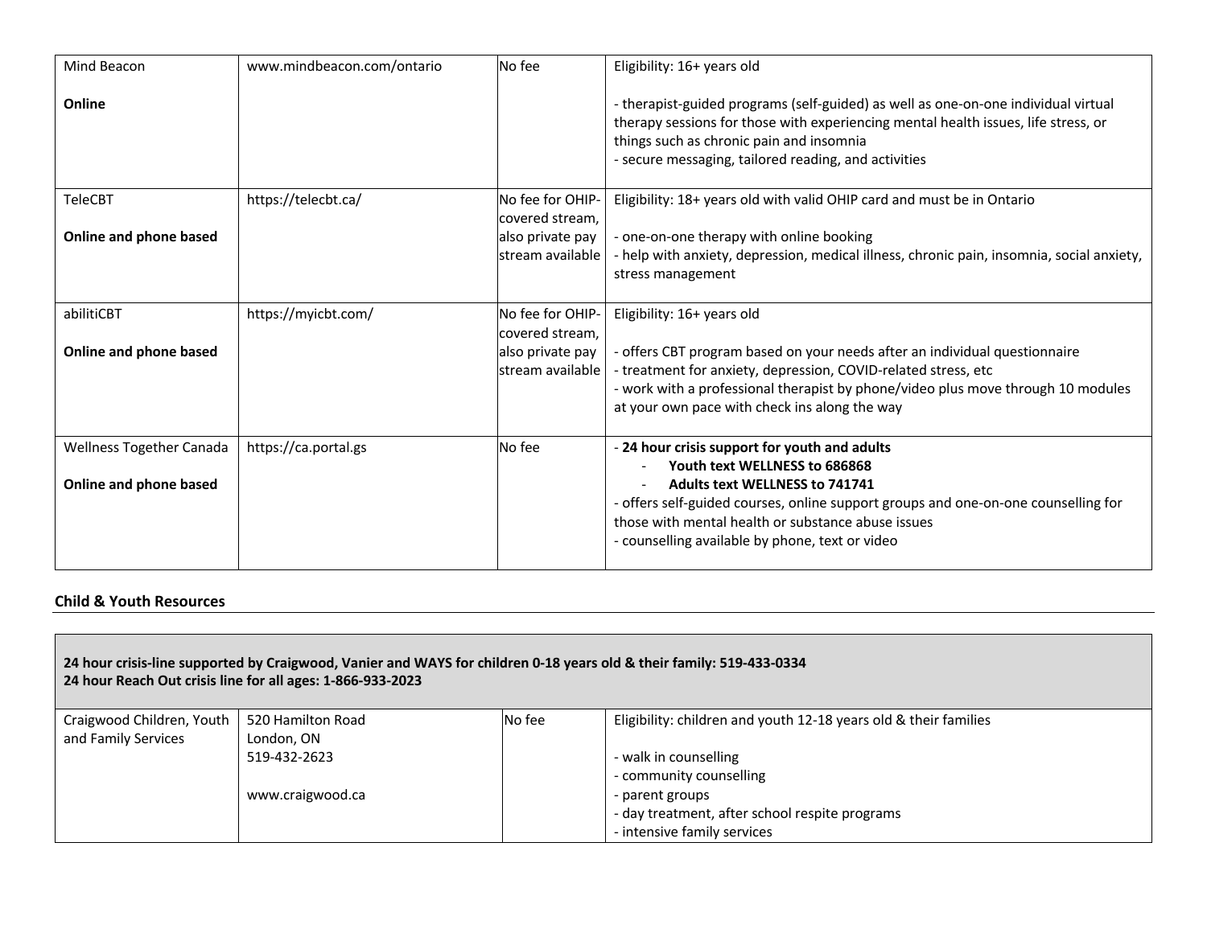| | | | |
|---|---|---|---|
| Mind Beacon<br><br>**Online** | www.mindbeacon.com/ontario | No fee | Eligibility: 16+ years old<br><br>- therapist-guided programs (self-guided) as well as one-on-one individual virtual therapy sessions for those with experiencing mental health issues, life stress, or things such as chronic pain and insomnia<br>- secure messaging, tailored reading, and activities |
| TeleCBT<br><br>**Online and phone based** | https://telecbt.ca/ | No fee for OHIP-covered stream, also private pay stream available | Eligibility: 18+ years old with valid OHIP card and must be in Ontario<br><br>- one-on-one therapy with online booking<br>- help with anxiety, depression, medical illness, chronic pain, insomnia, social anxiety, stress management |
| abilitiCBT<br><br>**Online and phone based** | https://myicbt.com/ | No fee for OHIP-covered stream, also private pay stream available | Eligibility: 16+ years old<br><br>- offers CBT program based on your needs after an individual questionnaire<br>- treatment for anxiety, depression, COVID-related stress, etc<br>- work with a professional therapist by phone/video plus move through 10 modules at your own pace with check ins along the way |
| Wellness Together Canada<br><br>**Online and phone based** | https://ca.portal.gs | No fee | - **24 hour crisis support for youth and adults**<br>- **Youth text WELLNESS to 686868**<br>- **Adults text WELLNESS to 741741**<br>- offers self-guided courses, online support groups and one-on-one counselling for those with mental health or substance abuse issues<br>- counselling available by phone, text or video |

## Child & Youth Resources

| **24 hour crisis-line supported by Craigwood, Vanier and WAYS for children 0-18 years old & their family: 519-433-0334**<br>**24 hour Reach Out crisis line for all ages: 1-866-933-2023** | | | |
|---|---|---|---|
| Craigwood Children, Youth and Family Services | 520 Hamilton Road<br>London, ON<br>519-432-2623<br><br>www.craigwood.ca | No fee | Eligibility: children and youth 12-18 years old & their families<br><br>- walk in counselling<br>- community counselling<br>- parent groups<br>- day treatment, after school respite programs<br>- intensive family services |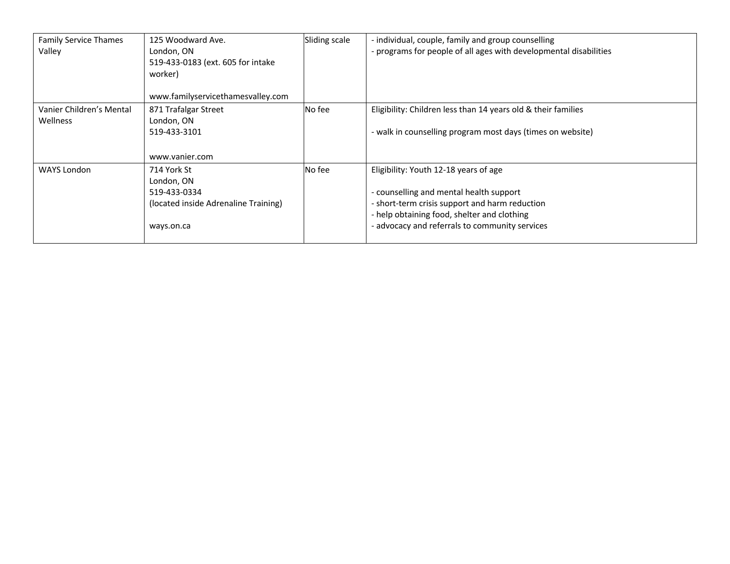| | | | |
|---|---|---|---|
| Family Service Thames Valley | 125 Woodward Ave.<br>London, ON<br>519-433-0183 (ext. 605 for intake worker)<br><br>www.familyservicethamesvalley.com | Sliding scale | - individual, couple, family and group counselling<br>- programs for people of all ages with developmental disabilities |
| Vanier Children's Mental Wellness | 871 Trafalgar Street<br>London, ON<br>519-433-3101<br><br>www.vanier.com | No fee | Eligibility: Children less than 14 years old & their families<br><br>- walk in counselling program most days (times on website) |
| WAYS London | 714 York St<br>London, ON<br>519-433-0334<br>(located inside Adrenaline Training)<br><br>ways.on.ca | No fee | Eligibility: Youth 12-18 years of age<br><br>- counselling and mental health support<br>- short-term crisis support and harm reduction<br>- help obtaining food, shelter and clothing<br>- advocacy and referrals to community services |